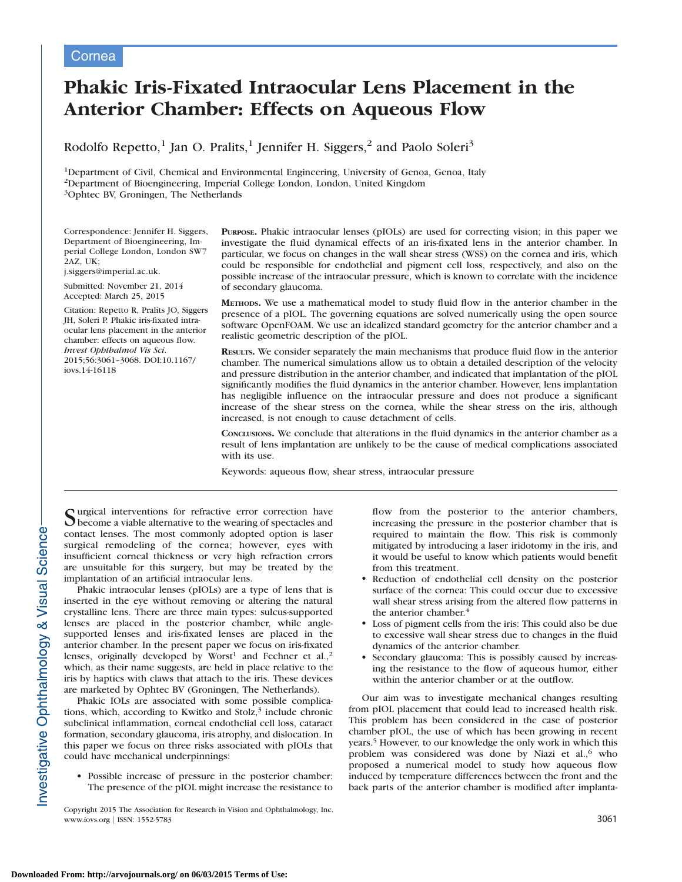Cornea

# Phakic Iris-Fixated Intraocular Lens Placement in the Anterior Chamber: Effects on Aqueous Flow

Rodolfo Repetto,[1] Jan O. Pralits,[1] Jennifer H. Siggers,[2] and Paolo Soleri[3]

[1]Department of Civil, Chemical and Environmental Engineering, University of Genoa, Genoa, Italy
[2]Department of Bioengineering, Imperial College London, London, United Kingdom
[3]Ophtec BV, Groningen, The Netherlands

Correspondence: Jennifer H. Siggers, Department of Bioengineering, Imperial College London, London SW7 2AZ, UK;
j.siggers@imperial.ac.uk.

Submitted: November 21, 2014
Accepted: March 25, 2015

Citation: Repetto R, Pralits JO, Siggers JH, Soleri P. Phakic iris-fixated intraocular lens placement in the anterior chamber: effects on aqueous flow. *Invest Ophthalmol Vis Sci*. 2015;56:3061–3068. DOI:10.1167/iovs.14-16118

**PURPOSE.** Phakic intraocular lenses (pIOLs) are used for correcting vision; in this paper we investigate the fluid dynamical effects of an iris-fixated lens in the anterior chamber. In particular, we focus on changes in the wall shear stress (WSS) on the cornea and iris, which could be responsible for endothelial and pigment cell loss, respectively, and also on the possible increase of the intraocular pressure, which is known to correlate with the incidence of secondary glaucoma.

**METHODS.** We use a mathematical model to study fluid flow in the anterior chamber in the presence of a pIOL. The governing equations are solved numerically using the open source software OpenFOAM. We use an idealized standard geometry for the anterior chamber and a realistic geometric description of the pIOL.

**RESULTS.** We consider separately the main mechanisms that produce fluid flow in the anterior chamber. The numerical simulations allow us to obtain a detailed description of the velocity and pressure distribution in the anterior chamber, and indicated that implantation of the pIOL significantly modifies the fluid dynamics in the anterior chamber. However, lens implantation has negligible influence on the intraocular pressure and does not produce a significant increase of the shear stress on the cornea, while the shear stress on the iris, although increased, is not enough to cause detachment of cells.

**CONCLUSIONS.** We conclude that alterations in the fluid dynamics in the anterior chamber as a result of lens implantation are unlikely to be the cause of medical complications associated with its use.

Keywords: aqueous flow, shear stress, intraocular pressure

Surgical interventions for refractive error correction have become a viable alternative to the wearing of spectacles and contact lenses. The most commonly adopted option is laser surgical remodeling of the cornea; however, eyes with insufficient corneal thickness or very high refraction errors are unsuitable for this surgery, but may be treated by the implantation of an artificial intraocular lens.

Phakic intraocular lenses (pIOLs) are a type of lens that is inserted in the eye without removing or altering the natural crystalline lens. There are three main types: sulcus-supported lenses are placed in the posterior chamber, while angle-supported lenses and iris-fixated lenses are placed in the anterior chamber. In the present paper we focus on iris-fixated lenses, originally developed by Worst[1] and Fechner et al.,[2] which, as their name suggests, are held in place relative to the iris by haptics with claws that attach to the iris. These devices are marketed by Ophtec BV (Groningen, The Netherlands).

Phakic IOLs are associated with some possible complications, which, according to Kwitko and Stolz,[3] include chronic subclinical inflammation, corneal endothelial cell loss, cataract formation, secondary glaucoma, iris atrophy, and dislocation. In this paper we focus on three risks associated with pIOLs that could have mechanical underpinnings:

- Possible increase of pressure in the posterior chamber: The presence of the pIOL might increase the resistance to flow from the posterior to the anterior chambers, increasing the pressure in the posterior chamber that is required to maintain the flow. This risk is commonly mitigated by introducing a laser iridotomy in the iris, and it would be useful to know which patients would benefit from this treatment.
- Reduction of endothelial cell density on the posterior surface of the cornea: This could occur due to excessive wall shear stress arising from the altered flow patterns in the anterior chamber.[4]
- Loss of pigment cells from the iris: This could also be due to excessive wall shear stress due to changes in the fluid dynamics of the anterior chamber.
- Secondary glaucoma: This is possibly caused by increasing the resistance to the flow of aqueous humor, either within the anterior chamber or at the outflow.

Our aim was to investigate mechanical changes resulting from pIOL placement that could lead to increased health risk. This problem has been considered in the case of posterior chamber pIOL, the use of which has been growing in recent years.[5] However, to our knowledge the only work in which this problem was considered was done by Niazi et al.,[6] who proposed a numerical model to study how aqueous flow induced by temperature differences between the front and the back parts of the anterior chamber is modified after implanta-

Copyright 2015 The Association for Research in Vision and Ophthalmology, Inc.
www.iovs.org | ISSN: 1552-5783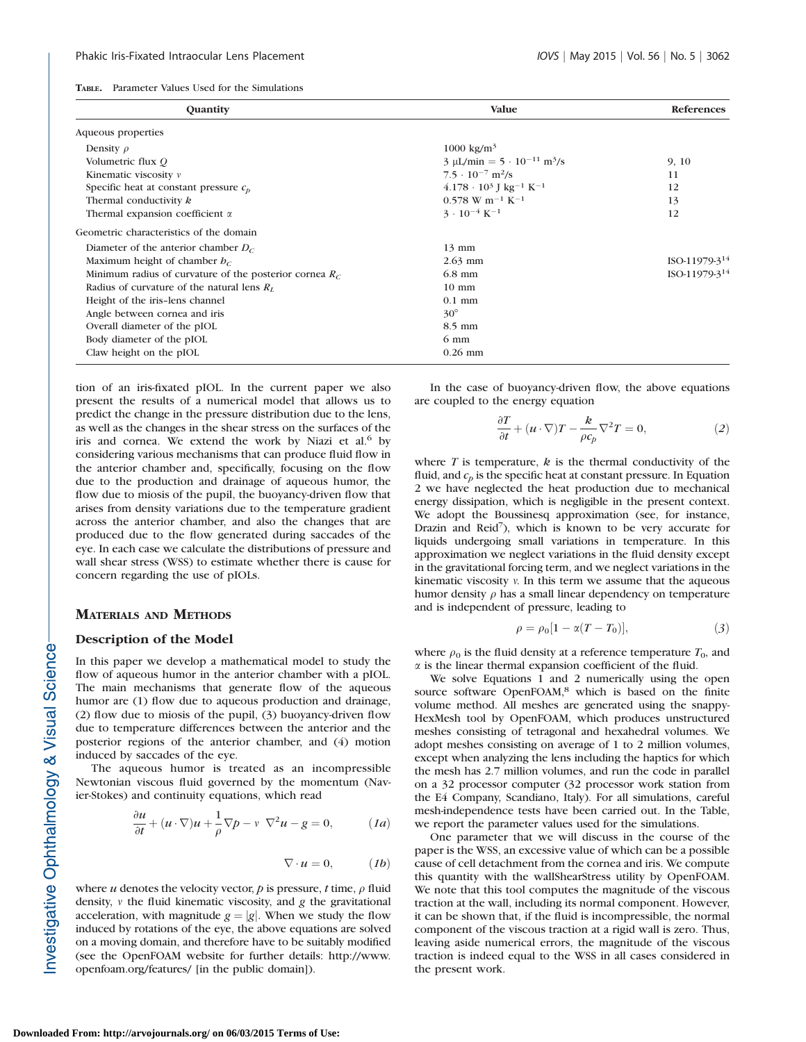**Table.** Parameter Values Used for the Simulations

| Quantity | Value | References |
|---|---|---|
| Aqueous properties | | |
| Density $\rho$ | 1000 kg/m$^3$ | |
| Volumetric flux $Q$ | 3 μL/min $= 5 \cdot 10^{-11}$ m$^3$/s | 9, 10 |
| Kinematic viscosity $\nu$ | $7.5 \cdot 10^{-7}$ m$^2$/s | 11 |
| Specific heat at constant pressure $c_p$ | $4.178 \cdot 10^3$ J kg$^{-1}$ K$^{-1}$ | 12 |
| Thermal conductivity $k$ | 0.578 W m$^{-1}$ K$^{-1}$ | 13 |
| Thermal expansion coefficient $\alpha$ | $3 \cdot 10^{-4}$ K$^{-1}$ | 12 |
| Geometric characteristics of the domain | | |
| Diameter of the anterior chamber $D_C$ | 13 mm | |
| Maximum height of chamber $h_C$ | 2.63 mm | ISO-11979-3[14] |
| Minimum radius of curvature of the posterior cornea $R_C$ | 6.8 mm | ISO-11979-3[14] |
| Radius of curvature of the natural lens $R_L$ | 10 mm | |
| Height of the iris–lens channel | 0.1 mm | |
| Angle between cornea and iris | 30° | |
| Overall diameter of the pIOL | 8.5 mm | |
| Body diameter of the pIOL | 6 mm | |
| Claw height on the pIOL | 0.26 mm | |

tion of an iris-fixated pIOL. In the current paper we also present the results of a numerical model that allows us to predict the change in the pressure distribution due to the lens, as well as the changes in the shear stress on the surfaces of the iris and cornea. We extend the work by Niazi et al.[6] by considering various mechanisms that can produce fluid flow in the anterior chamber and, specifically, focusing on the flow due to the production and drainage of aqueous humor, the flow due to miosis of the pupil, the buoyancy-driven flow that arises from density variations due to the temperature gradient across the anterior chamber, and also the changes that are produced due to the flow generated during saccades of the eye. In each case we calculate the distributions of pressure and wall shear stress (WSS) to estimate whether there is cause for concern regarding the use of pIOLs.

## Materials and Methods

### Description of the Model

In this paper we develop a mathematical model to study the flow of aqueous humor in the anterior chamber with a pIOL. The main mechanisms that generate flow of the aqueous humor are (1) flow due to aqueous production and drainage, (2) flow due to miosis of the pupil, (3) buoyancy-driven flow due to temperature differences between the anterior and the posterior regions of the anterior chamber, and (4) motion induced by saccades of the eye.

The aqueous humor is treated as an incompressible Newtonian viscous fluid governed by the momentum (Navier-Stokes) and continuity equations, which read

$$\frac{\partial u}{\partial t} + (u \cdot \nabla)u + \frac{1}{\rho}\nabla p - \nu \, \nabla^2 u - g = 0, \qquad (1a)$$

$$\nabla \cdot u = 0, \qquad (1b)$$

where $u$ denotes the velocity vector, $p$ is pressure, $t$ time, $\rho$ fluid density, $\nu$ the fluid kinematic viscosity, and $g$ the gravitational acceleration, with magnitude $g = |g|$. When we study the flow induced by rotations of the eye, the above equations are solved on a moving domain, and therefore have to be suitably modified (see the OpenFOAM website for further details: http://www.openfoam.org/features/ [in the public domain]).

In the case of buoyancy-driven flow, the above equations are coupled to the energy equation

$$\frac{\partial T}{\partial t} + (u \cdot \nabla)T - \frac{k}{\rho c_p}\nabla^2 T = 0, \qquad (2)$$

where $T$ is temperature, $k$ is the thermal conductivity of the fluid, and $c_p$ is the specific heat at constant pressure. In Equation 2 we have neglected the heat production due to mechanical energy dissipation, which is negligible in the present context. We adopt the Boussinesq approximation (see, for instance, Drazin and Reid[7]), which is known to be very accurate for liquids undergoing small variations in temperature. In this approximation we neglect variations in the fluid density except in the gravitational forcing term, and we neglect variations in the kinematic viscosity $\nu$. In this term we assume that the aqueous humor density $\rho$ has a small linear dependency on temperature and is independent of pressure, leading to

$$\rho = \rho_0[1 - \alpha(T - T_0)], \qquad (3)$$

where $\rho_0$ is the fluid density at a reference temperature $T_0$, and $\alpha$ is the linear thermal expansion coefficient of the fluid.

We solve Equations 1 and 2 numerically using the open source software OpenFOAM,[8] which is based on the finite volume method. All meshes are generated using the snappyHexMesh tool by OpenFOAM, which produces unstructured meshes consisting of tetragonal and hexahedral volumes. We adopt meshes consisting on average of 1 to 2 million volumes, except when analyzing the lens including the haptics for which the mesh has 2.7 million volumes, and run the code in parallel on a 32 processor computer (32 processor work station from the E4 Company, Scandiano, Italy). For all simulations, careful mesh-independence tests have been carried out. In the Table, we report the parameter values used for the simulations.

One parameter that we will discuss in the course of the paper is the WSS, an excessive value of which can be a possible cause of cell detachment from the cornea and iris. We compute this quantity with the wallShearStress utility by OpenFOAM. We note that this tool computes the magnitude of the viscous traction at the wall, including its normal component. However, it can be shown that, if the fluid is incompressible, the normal component of the viscous traction at a rigid wall is zero. Thus, leaving aside numerical errors, the magnitude of the viscous traction is indeed equal to the WSS in all cases considered in the present work.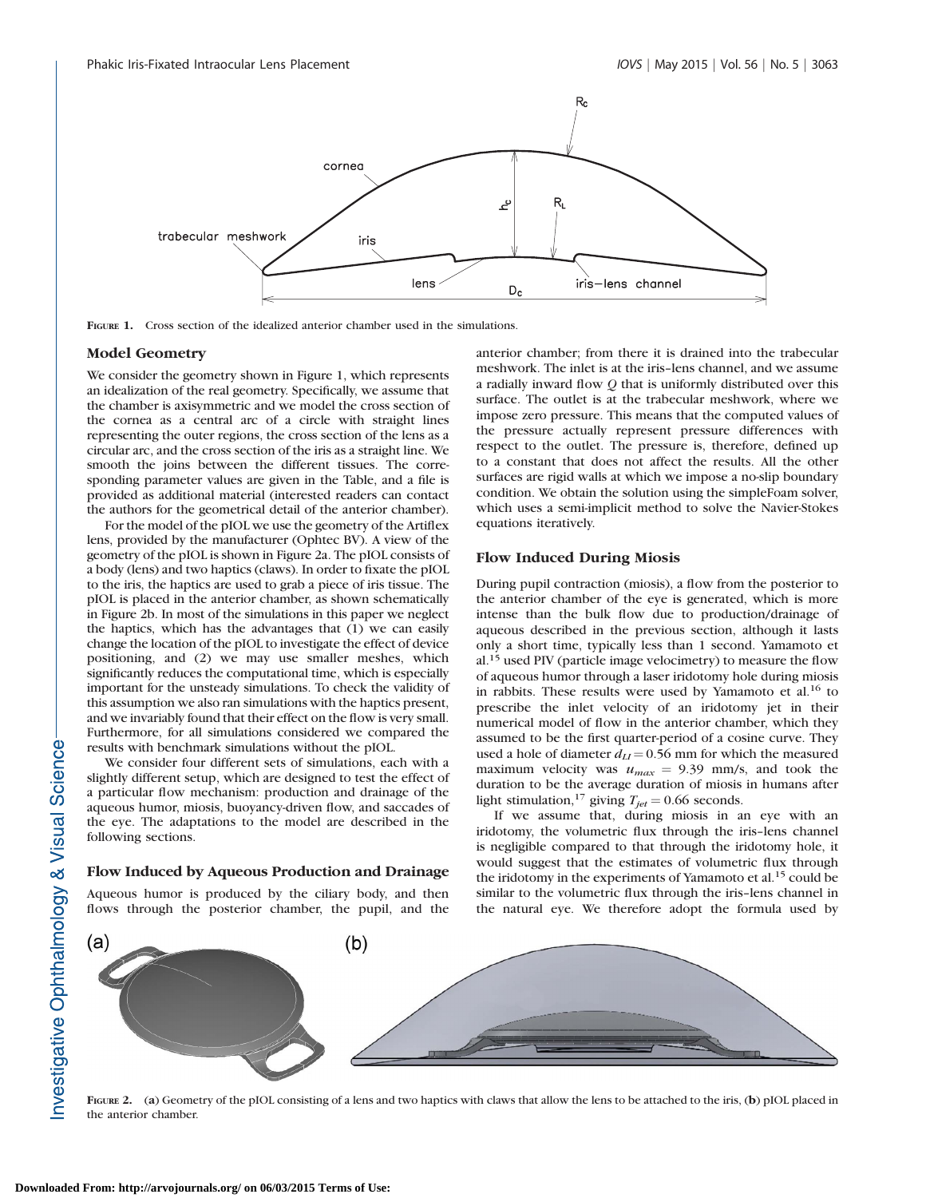FIGURE 1. Cross section of the idealized anterior chamber used in the simulations.

## Model Geometry

We consider the geometry shown in Figure 1, which represents an idealization of the real geometry. Specifically, we assume that the chamber is axisymmetric and we model the cross section of the cornea as a central arc of a circle with straight lines representing the outer regions, the cross section of the lens as a circular arc, and the cross section of the iris as a straight line. We smooth the joins between the different tissues. The corresponding parameter values are given in the Table, and a file is provided as additional material (interested readers can contact the authors for the geometrical detail of the anterior chamber).

For the model of the pIOL we use the geometry of the Artiflex lens, provided by the manufacturer (Ophtec BV). A view of the geometry of the pIOL is shown in Figure 2a. The pIOL consists of a body (lens) and two haptics (claws). In order to fixate the pIOL to the iris, the haptics are used to grab a piece of iris tissue. The pIOL is placed in the anterior chamber, as shown schematically in Figure 2b. In most of the simulations in this paper we neglect the haptics, which has the advantages that (1) we can easily change the location of the pIOL to investigate the effect of device positioning, and (2) we may use smaller meshes, which significantly reduces the computational time, which is especially important for the unsteady simulations. To check the validity of this assumption we also ran simulations with the haptics present, and we invariably found that their effect on the flow is very small. Furthermore, for all simulations considered we compared the results with benchmark simulations without the pIOL.

We consider four different sets of simulations, each with a slightly different setup, which are designed to test the effect of a particular flow mechanism: production and drainage of the aqueous humor, miosis, buoyancy-driven flow, and saccades of the eye. The adaptations to the model are described in the following sections.

## Flow Induced by Aqueous Production and Drainage

Aqueous humor is produced by the ciliary body, and then flows through the posterior chamber, the pupil, and the anterior chamber; from there it is drained into the trabecular meshwork. The inlet is at the iris–lens channel, and we assume a radially inward flow $Q$ that is uniformly distributed over this surface. The outlet is at the trabecular meshwork, where we impose zero pressure. This means that the computed values of the pressure actually represent pressure differences with respect to the outlet. The pressure is, therefore, defined up to a constant that does not affect the results. All the other surfaces are rigid walls at which we impose a no-slip boundary condition. We obtain the solution using the simpleFoam solver, which uses a semi-implicit method to solve the Navier-Stokes equations iteratively.

## Flow Induced During Miosis

During pupil contraction (miosis), a flow from the posterior to the anterior chamber of the eye is generated, which is more intense than the bulk flow due to production/drainage of aqueous described in the previous section, although it lasts only a short time, typically less than 1 second. Yamamoto et al.[15] used PIV (particle image velocimetry) to measure the flow of aqueous humor through a laser iridotomy hole during miosis in rabbits. These results were used by Yamamoto et al.[16] to prescribe the inlet velocity of an iridotomy jet in their numerical model of flow in the anterior chamber, which they assumed to be the first quarter-period of a cosine curve. They used a hole of diameter $d_{LI} = 0.56$ mm for which the measured maximum velocity was $u_{max} = 9.39$ mm/s, and took the duration to be the average duration of miosis in humans after light stimulation,[17] giving $T_{jet} = 0.66$ seconds.

If we assume that, during miosis in an eye with an iridotomy, the volumetric flux through the iris–lens channel is negligible compared to that through the iridotomy hole, it would suggest that the estimates of volumetric flux through the iridotomy in the experiments of Yamamoto et al.[15] could be similar to the volumetric flux through the iris–lens channel in the natural eye. We therefore adopt the formula used by

FIGURE 2. (a) Geometry of the pIOL consisting of a lens and two haptics with claws that allow the lens to be attached to the iris, (b) pIOL placed in the anterior chamber.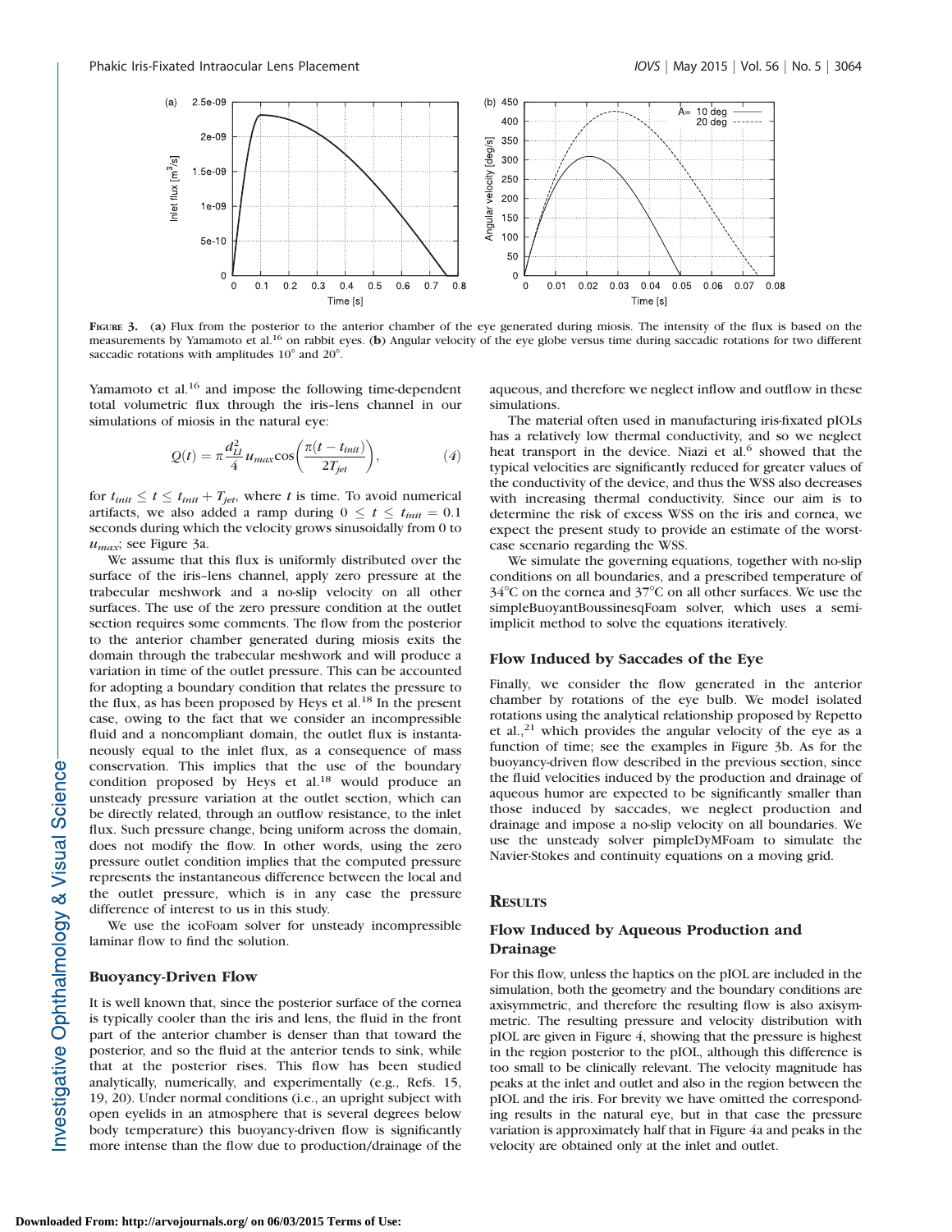(a)

2.5e-09
2e-09
1.5e-09
1e-09
5e-10
0

Inlet flux [m³/s]

0 0.1 0.2 0.3 0.4 0.5 0.6 0.7 0.8

Time [s]

(b)

450
400
350
300
250
200
150
100
50
0

Angular velocity [deg/s]

A= 10 deg
20 deg

0 0.01 0.02 0.03 0.04 0.05 0.06 0.07 0.08

Time [s]

**Figure 3.** (**a**) Flux from the posterior to the anterior chamber of the eye generated during miosis. The intensity of the flux is based on the measurements by Yamamoto et al.[16] on rabbit eyes. (**b**) Angular velocity of the eye globe versus time during saccadic rotations for two different saccadic rotations with amplitudes 10° and 20°.

Yamamoto et al.[16] and impose the following time-dependent total volumetric flux through the iris–lens channel in our simulations of miosis in the natural eye:

$$Q(t) = \pi \frac{d_{IL}^2}{4} u_{max} \cos\left(\frac{\pi(t - t_{init})}{2T_{jet}}\right), \qquad (4)$$

for $t_{init} \leq t \leq t_{init} + T_{jet}$, where $t$ is time. To avoid numerical artifacts, we also added a ramp during $0 \leq t \leq t_{init} = 0.1$ seconds during which the velocity grows sinusoidally from 0 to $u_{max}$; see Figure 3a.

We assume that this flux is uniformly distributed over the surface of the iris–lens channel, apply zero pressure at the trabecular meshwork and a no-slip velocity on all other surfaces. The use of the zero pressure condition at the outlet section requires some comments. The flow from the posterior to the anterior chamber generated during miosis exits the domain through the trabecular meshwork and will produce a variation in time of the outlet pressure. This can be accounted for adopting a boundary condition that relates the pressure to the flux, as has been proposed by Heys et al.[18] In the present case, owing to the fact that we consider an incompressible fluid and a noncompliant domain, the outlet flux is instantaneously equal to the inlet flux, as a consequence of mass conservation. This implies that the use of the boundary condition proposed by Heys et al.[18] would produce an unsteady pressure variation at the outlet section, which can be directly related, through an outflow resistance, to the inlet flux. Such pressure change, being uniform across the domain, does not modify the flow. In other words, using the zero pressure outlet condition implies that the computed pressure represents the instantaneous difference between the local and the outlet pressure, which is in any case the pressure difference of interest to us in this study.

We use the icoFoam solver for unsteady incompressible laminar flow to find the solution.

### Buoyancy-Driven Flow

It is well known that, since the posterior surface of the cornea is typically cooler than the iris and lens, the fluid in the front part of the anterior chamber is denser than that toward the posterior, and so the fluid at the anterior tends to sink, while that at the posterior rises. This flow has been studied analytically, numerically, and experimentally (e.g., Refs. 15, 19, 20). Under normal conditions (i.e., an upright subject with open eyelids in an atmosphere that is several degrees below body temperature) this buoyancy-driven flow is significantly more intense than the flow due to production/drainage of the aqueous, and therefore we neglect inflow and outflow in these simulations.

The material often used in manufacturing iris-fixated pIOLs has a relatively low thermal conductivity, and so we neglect heat transport in the device. Niazi et al.[6] showed that the typical velocities are significantly reduced for greater values of the conductivity of the device, and thus the WSS also decreases with increasing thermal conductivity. Since our aim is to determine the risk of excess WSS on the iris and cornea, we expect the present study to provide an estimate of the worst-case scenario regarding the WSS.

We simulate the governing equations, together with no-slip conditions on all boundaries, and a prescribed temperature of 34°C on the cornea and 37°C on all other surfaces. We use the simpleBuoyantBoussinesqFoam solver, which uses a semi-implicit method to solve the equations iteratively.

### Flow Induced by Saccades of the Eye

Finally, we consider the flow generated in the anterior chamber by rotations of the eye bulb. We model isolated rotations using the analytical relationship proposed by Repetto et al.,[21] which provides the angular velocity of the eye as a function of time; see the examples in Figure 3b. As for the buoyancy-driven flow described in the previous section, since the fluid velocities induced by the production and drainage of aqueous humor are expected to be significantly smaller than those induced by saccades, we neglect production and drainage and impose a no-slip velocity on all boundaries. We use the unsteady solver pimpleDyMFoam to simulate the Navier-Stokes and continuity equations on a moving grid.

## Results

### Flow Induced by Aqueous Production and Drainage

For this flow, unless the haptics on the pIOL are included in the simulation, both the geometry and the boundary conditions are axisymmetric, and therefore the resulting flow is also axisymmetric. The resulting pressure and velocity distribution with pIOL are given in Figure 4, showing that the pressure is highest in the region posterior to the pIOL, although this difference is too small to be clinically relevant. The velocity magnitude has peaks at the inlet and outlet and also in the region between the pIOL and the iris. For brevity we have omitted the corresponding results in the natural eye, but in that case the pressure variation is approximately half that in Figure 4a and peaks in the velocity are obtained only at the inlet and outlet.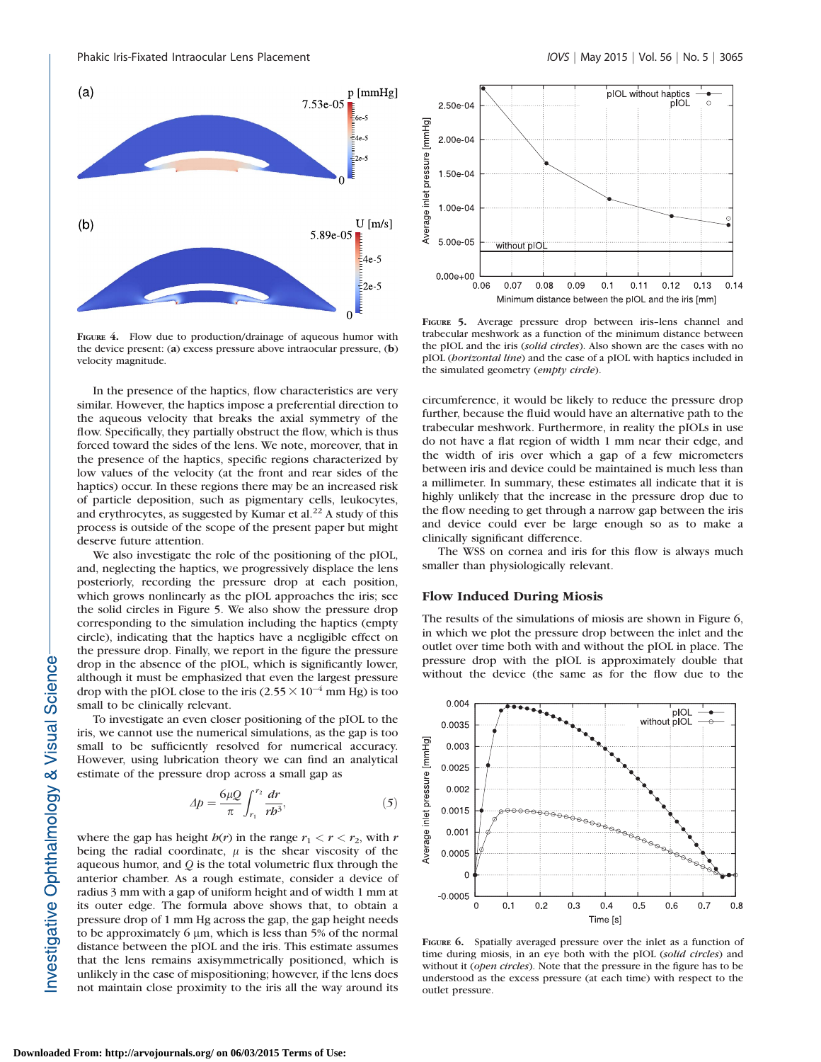FIGURE 4. Flow due to production/drainage of aqueous humor with the device present: (**a**) excess pressure above intraocular pressure, (**b**) velocity magnitude.

In the presence of the haptics, flow characteristics are very similar. However, the haptics impose a preferential direction to the aqueous velocity that breaks the axial symmetry of the flow. Specifically, they partially obstruct the flow, which is thus forced toward the sides of the lens. We note, moreover, that in the presence of the haptics, specific regions characterized by low values of the velocity (at the front and rear sides of the haptics) occur. In these regions there may be an increased risk of particle deposition, such as pigmentary cells, leukocytes, and erythrocytes, as suggested by Kumar et al.[22] A study of this process is outside of the scope of the present paper but might deserve future attention.

We also investigate the role of the positioning of the pIOL, and, neglecting the haptics, we progressively displace the lens posteriorly, recording the pressure drop at each position, which grows nonlinearly as the pIOL approaches the iris; see the solid circles in Figure 5. We also show the pressure drop corresponding to the simulation including the haptics (empty circle), indicating that the haptics have a negligible effect on the pressure drop. Finally, we report in the figure the pressure drop in the absence of the pIOL, which is significantly lower, although it must be emphasized that even the largest pressure drop with the pIOL close to the iris ($2.55 \times 10^{-4}$ mm Hg) is too small to be clinically relevant.

To investigate an even closer positioning of the pIOL to the iris, we cannot use the numerical simulations, as the gap is too small to be sufficiently resolved for numerical accuracy. However, using lubrication theory we can find an analytical estimate of the pressure drop across a small gap as

$$\Delta p = \frac{6\mu Q}{\pi} \int_{r_1}^{r_2} \frac{dr}{r b^3}, \tag{5}$$

where the gap has height $b(r)$ in the range $r_1 < r < r_2$, with $r$ being the radial coordinate, $\mu$ is the shear viscosity of the aqueous humor, and $Q$ is the total volumetric flux through the anterior chamber. As a rough estimate, consider a device of radius 3 mm with a gap of uniform height and of width 1 mm at its outer edge. The formula above shows that, to obtain a pressure drop of 1 mm Hg across the gap, the gap height needs to be approximately 6 μm, which is less than 5% of the normal distance between the pIOL and the iris. This estimate assumes that the lens remains axisymmetrically positioned, which is unlikely in the case of mispositioning; however, if the lens does not maintain close proximity to the iris all the way around its circumference, it would be likely to reduce the pressure drop further, because the fluid would have an alternative path to the trabecular meshwork. Furthermore, in reality the pIOLs in use do not have a flat region of width 1 mm near their edge, and the width of iris over which a gap of a few micrometers between iris and device could be maintained is much less than a millimeter. In summary, these estimates all indicate that it is highly unlikely that the increase in the pressure drop due to the flow needing to get through a narrow gap between the iris and device could ever be large enough so as to make a clinically significant difference.

The WSS on cornea and iris for this flow is always much smaller than physiologically relevant.

FIGURE 5. Average pressure drop between iris–lens channel and trabecular meshwork as a function of the minimum distance between the pIOL and the iris (*solid circles*). Also shown are the cases with no pIOL (*horizontal line*) and the case of a pIOL with haptics included in the simulated geometry (*empty circle*).

## Flow Induced During Miosis

The results of the simulations of miosis are shown in Figure 6, in which we plot the pressure drop between the inlet and the outlet over time both with and without the pIOL in place. The pressure drop with the pIOL is approximately double that without the device (the same as for the flow due to the

FIGURE 6. Spatially averaged pressure over the inlet as a function of time during miosis, in an eye both with the pIOL (*solid circles*) and without it (*open circles*). Note that the pressure in the figure has to be understood as the excess pressure (at each time) with respect to the outlet pressure.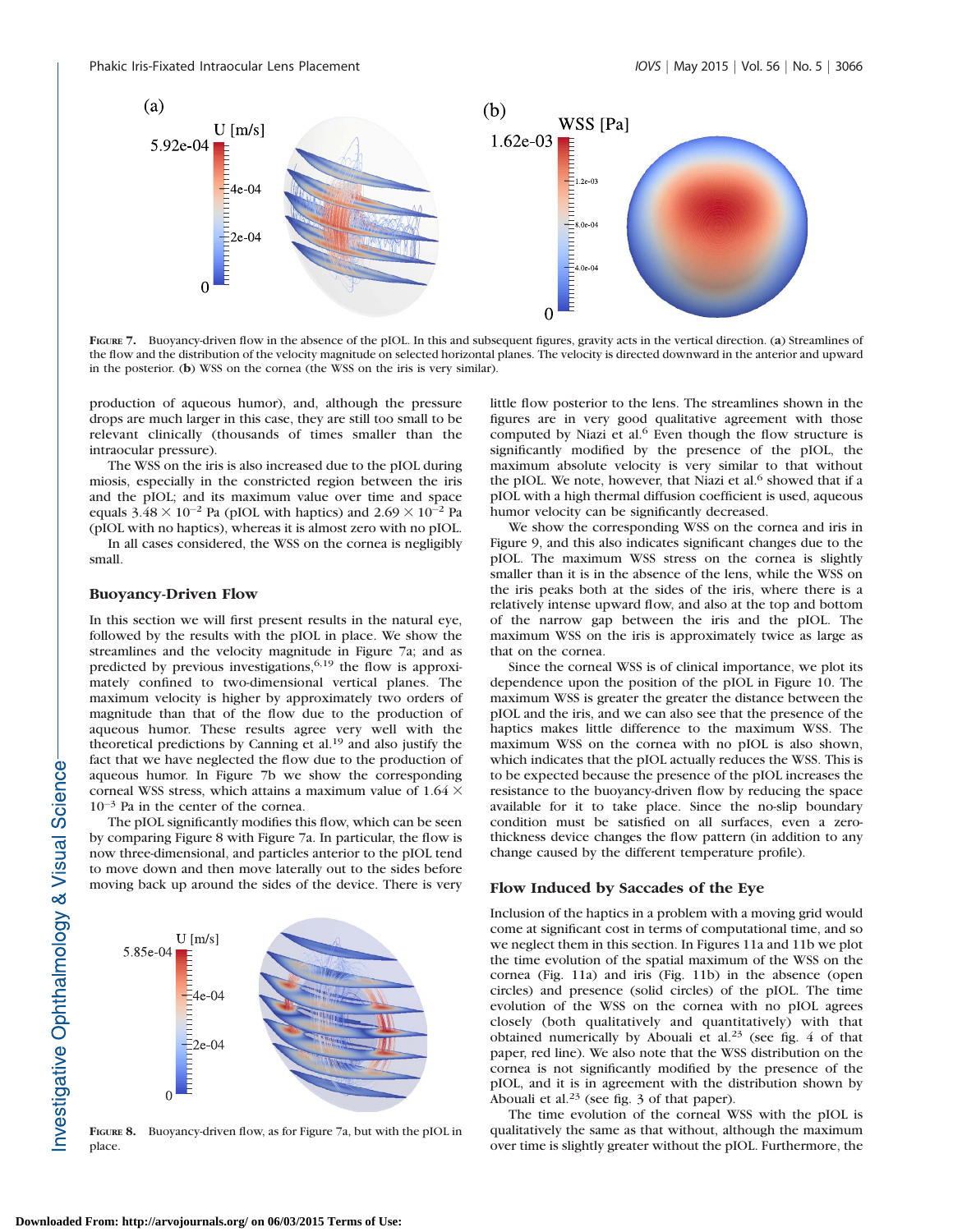FIGURE 7. Buoyancy-driven flow in the absence of the pIOL. In this and subsequent figures, gravity acts in the vertical direction. (**a**) Streamlines of the flow and the distribution of the velocity magnitude on selected horizontal planes. The velocity is directed downward in the anterior and upward in the posterior. (**b**) WSS on the cornea (the WSS on the iris is very similar).

production of aqueous humor), and, although the pressure drops are much larger in this case, they are still too small to be relevant clinically (thousands of times smaller than the intraocular pressure).

The WSS on the iris is also increased due to the pIOL during miosis, especially in the constricted region between the iris and the pIOL; and its maximum value over time and space equals $3.48 \times 10^{-2}$ Pa (pIOL with haptics) and $2.69 \times 10^{-2}$ Pa (pIOL with no haptics), whereas it is almost zero with no pIOL.

In all cases considered, the WSS on the cornea is negligibly small.

### Buoyancy-Driven Flow

In this section we will first present results in the natural eye, followed by the results with the pIOL in place. We show the streamlines and the velocity magnitude in Figure 7a; and as predicted by previous investigations,[6,19] the flow is approximately confined to two-dimensional vertical planes. The maximum velocity is higher by approximately two orders of magnitude than that of the flow due to the production of aqueous humor. These results agree very well with the theoretical predictions by Canning et al.[19] and also justify the fact that we have neglected the flow due to the production of aqueous humor. In Figure 7b we show the corresponding corneal WSS stress, which attains a maximum value of $1.64 \times 10^{-3}$ Pa in the center of the cornea.

The pIOL significantly modifies this flow, which can be seen by comparing Figure 8 with Figure 7a. In particular, the flow is now three-dimensional, and particles anterior to the pIOL tend to move down and then move laterally out to the sides before moving back up around the sides of the device. There is very little flow posterior to the lens. The streamlines shown in the figures are in very good qualitative agreement with those computed by Niazi et al.[6] Even though the flow structure is significantly modified by the presence of the pIOL, the maximum absolute velocity is very similar to that without the pIOL. We note, however, that Niazi et al.[6] showed that if a pIOL with a high thermal diffusion coefficient is used, aqueous humor velocity can be significantly decreased.

FIGURE 8. Buoyancy-driven flow, as for Figure 7a, but with the pIOL in place.

We show the corresponding WSS on the cornea and iris in Figure 9, and this also indicates significant changes due to the pIOL. The maximum WSS stress on the cornea is slightly smaller than it is in the absence of the lens, while the WSS on the iris peaks both at the sides of the iris, where there is a relatively intense upward flow, and also at the top and bottom of the narrow gap between the iris and the pIOL. The maximum WSS on the iris is approximately twice as large as that on the cornea.

Since the corneal WSS is of clinical importance, we plot its dependence upon the position of the pIOL in Figure 10. The maximum WSS is greater the greater the distance between the pIOL and the iris, and we can also see that the presence of the haptics makes little difference to the maximum WSS. The maximum WSS on the cornea with no pIOL is also shown, which indicates that the pIOL actually reduces the WSS. This is to be expected because the presence of the pIOL increases the resistance to the buoyancy-driven flow by reducing the space available for it to take place. Since the no-slip boundary condition must be satisfied on all surfaces, even a zero-thickness device changes the flow pattern (in addition to any change caused by the different temperature profile).

### Flow Induced by Saccades of the Eye

Inclusion of the haptics in a problem with a moving grid would come at significant cost in terms of computational time, and so we neglect them in this section. In Figures 11a and 11b we plot the time evolution of the spatial maximum of the WSS on the cornea (Fig. 11a) and iris (Fig. 11b) in the absence (open circles) and presence (solid circles) of the pIOL. The time evolution of the WSS on the cornea with no pIOL agrees closely (both qualitatively and quantitatively) with that obtained numerically by Abouali et al.[23] (see fig. 4 of that paper, red line). We also note that the WSS distribution on the cornea is not significantly modified by the presence of the pIOL, and it is in agreement with the distribution shown by Abouali et al.[23] (see fig. 3 of that paper).

The time evolution of the corneal WSS with the pIOL is qualitatively the same as that without, although the maximum over time is slightly greater without the pIOL. Furthermore, the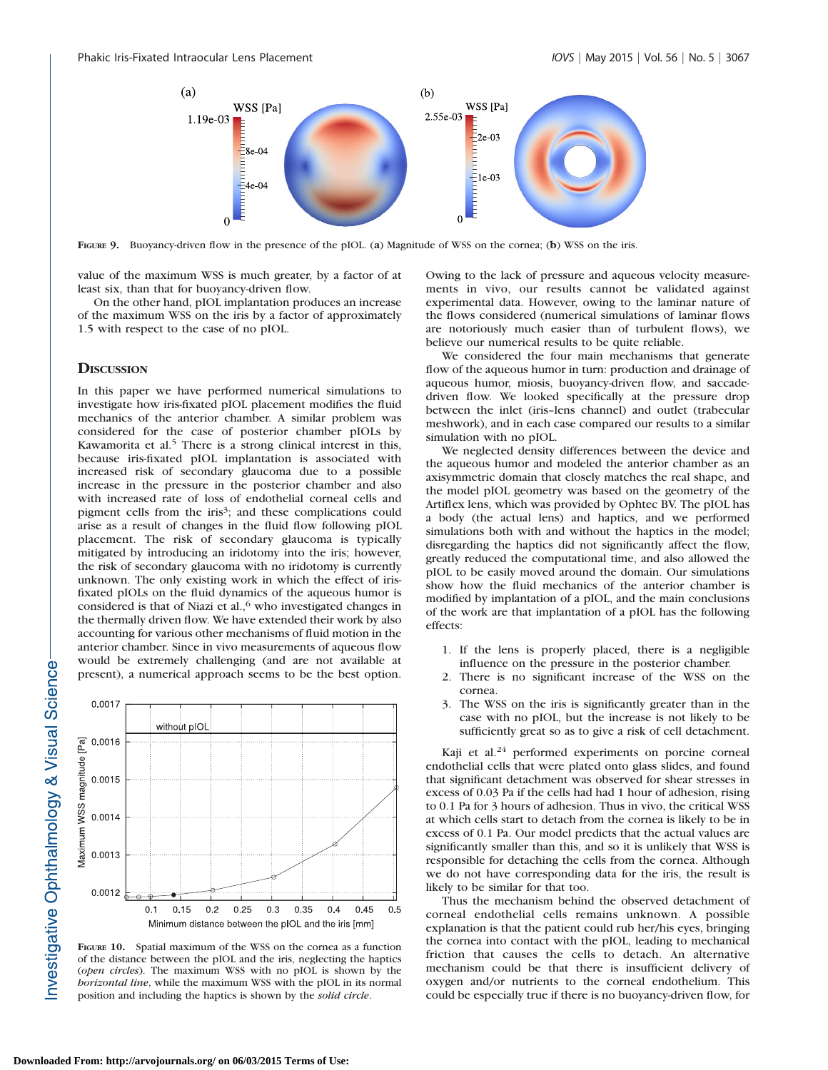(a)

WSS [Pa]

1.19e-03

8e-04

4e-04

0

(b)

WSS [Pa]

2.55e-03

2e-03

1e-03

0

FIGURE 9. Buoyancy-driven flow in the presence of the pIOL. (**a**) Magnitude of WSS on the cornea; (**b**) WSS on the iris.

value of the maximum WSS is much greater, by a factor of at least six, than that for buoyancy-driven flow.

On the other hand, pIOL implantation produces an increase of the maximum WSS on the iris by a factor of approximately 1.5 with respect to the case of no pIOL.

## DISCUSSION

In this paper we have performed numerical simulations to investigate how iris-fixated pIOL placement modifies the fluid mechanics of the anterior chamber. A similar problem was considered for the case of posterior chamber pIOLs by Kawamorita et al.[5] There is a strong clinical interest in this, because iris-fixated pIOL implantation is associated with increased risk of secondary glaucoma due to a possible increase in the pressure in the posterior chamber and also with increased rate of loss of endothelial corneal cells and pigment cells from the iris[3]; and these complications could arise as a result of changes in the fluid flow following pIOL placement. The risk of secondary glaucoma is typically mitigated by introducing an iridotomy into the iris; however, the risk of secondary glaucoma with no iridotomy is currently unknown. The only existing work in which the effect of iris-fixated pIOLs on the fluid dynamics of the aqueous humor is considered is that of Niazi et al.,[6] who investigated changes in the thermally driven flow. We have extended their work by also accounting for various other mechanisms of fluid motion in the anterior chamber. Since in vivo measurements of aqueous flow would be extremely challenging (and are not available at present), a numerical approach seems to be the best option.

without pIOL

Maximum WSS magnitude [Pa]

0.0017
0.0016
0.0015
0.0014
0.0013
0.0012

0.1 0.15 0.2 0.25 0.3 0.35 0.4 0.45 0.5

Minimum distance between the pIOL and the iris [mm]

FIGURE 10. Spatial maximum of the WSS on the cornea as a function of the distance between the pIOL and the iris, neglecting the haptics (*open circles*). The maximum WSS with no pIOL is shown by the *horizontal line*, while the maximum WSS with the pIOL in its normal position and including the haptics is shown by the *solid circle*.

Owing to the lack of pressure and aqueous velocity measurements in vivo, our results cannot be validated against experimental data. However, owing to the laminar nature of the flows considered (numerical simulations of laminar flows are notoriously much easier than of turbulent flows), we believe our numerical results to be quite reliable.

We considered the four main mechanisms that generate flow of the aqueous humor in turn: production and drainage of aqueous humor, miosis, buoyancy-driven flow, and saccade-driven flow. We looked specifically at the pressure drop between the inlet (iris–lens channel) and outlet (trabecular meshwork), and in each case compared our results to a similar simulation with no pIOL.

We neglected density differences between the device and the aqueous humor and modeled the anterior chamber as an axisymmetric domain that closely matches the real shape, and the model pIOL geometry was based on the geometry of the Artiflex lens, which was provided by Ophtec BV. The pIOL has a body (the actual lens) and haptics, and we performed simulations both with and without the haptics in the model; disregarding the haptics did not significantly affect the flow, greatly reduced the computational time, and also allowed the pIOL to be easily moved around the domain. Our simulations show how the fluid mechanics of the anterior chamber is modified by implantation of a pIOL, and the main conclusions of the work are that implantation of a pIOL has the following effects:

1. If the lens is properly placed, there is a negligible influence on the pressure in the posterior chamber.
2. There is no significant increase of the WSS on the cornea.
3. The WSS on the iris is significantly greater than in the case with no pIOL, but the increase is not likely to be sufficiently great so as to give a risk of cell detachment.

Kaji et al.[24] performed experiments on porcine corneal endothelial cells that were plated onto glass slides, and found that significant detachment was observed for shear stresses in excess of 0.03 Pa if the cells had had 1 hour of adhesion, rising to 0.1 Pa for 3 hours of adhesion. Thus in vivo, the critical WSS at which cells start to detach from the cornea is likely to be in excess of 0.1 Pa. Our model predicts that the actual values are significantly smaller than this, and so it is unlikely that WSS is responsible for detaching the cells from the cornea. Although we do not have corresponding data for the iris, the result is likely to be similar for that too.

Thus the mechanism behind the observed detachment of corneal endothelial cells remains unknown. A possible explanation is that the patient could rub her/his eyes, bringing the cornea into contact with the pIOL, leading to mechanical friction that causes the cells to detach. An alternative mechanism could be that there is insufficient delivery of oxygen and/or nutrients to the corneal endothelium. This could be especially true if there is no buoyancy-driven flow, for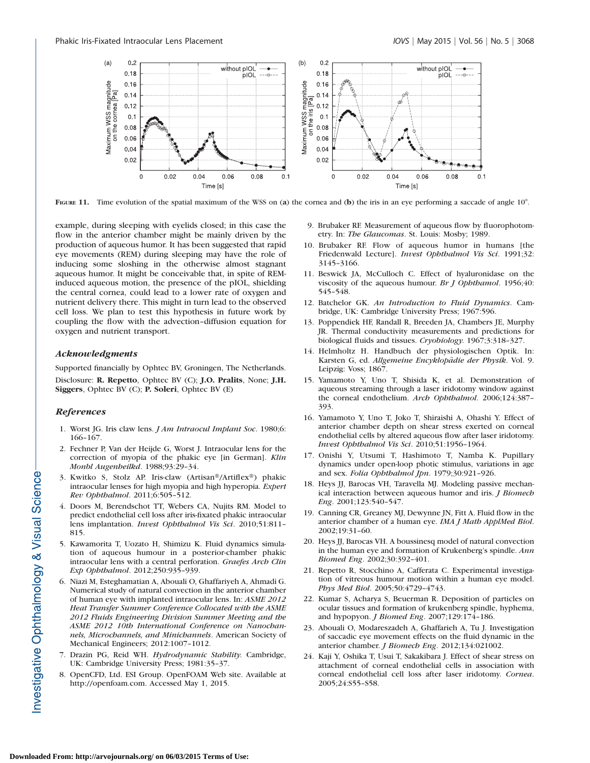(a)

Maximum WSS magnitude on the cornea [Pa]

0.2
0.18
0.16
0.14
0.12
0.1
0.08
0.06
0.04
0.02

0 0.02 0.04 0.06 0.08 0.1

Time [s]

without pIOL
pIOL

(b)

Maximum WSS magnitude on the iris [Pa]

0.2
0.18
0.16
0.14
0.12
0.1
0.08
0.06
0.04
0.02

0 0.02 0.04 0.06 0.08 0.1

Time [s]

without pIOL
pIOL

**Figure 11.** Time evolution of the spatial maximum of the WSS on (**a**) the cornea and (**b**) the iris in an eye performing a saccade of angle 10°.

example, during sleeping with eyelids closed; in this case the flow in the anterior chamber might be mainly driven by the production of aqueous humor. It has been suggested that rapid eye movements (REM) during sleeping may have the role of inducing some sloshing in the otherwise almost stagnant aqueous humor. It might be conceivable that, in spite of REM-induced aqueous motion, the presence of the pIOL, shielding the central cornea, could lead to a lower rate of oxygen and nutrient delivery there. This might in turn lead to the observed cell loss. We plan to test this hypothesis in future work by coupling the flow with the advection–diffusion equation for oxygen and nutrient transport.

### *Acknowledgments*

Supported financially by Ophtec BV, Groningen, The Netherlands.

Disclosure: **R. Repetto**, Ophtec BV (C); **J.O. Pralits**, None; **J.H. Siggers**, Ophtec BV (C); **P. Soleri**, Ophtec BV (E)

### *References*

1. Worst JG. Iris claw lens. *J Am Intraocul Implant Soc*. 1980;6: 166–167.
2. Fechner P, Van der Heijde G, Worst J. Intraocular lens for the correction of myopia of the phakic eye [in German]. *Klin Monbl Augenheilkd*. 1988;93:29–34.
3. Kwitko S, Stolz AP. Iris-claw (Artisan®/Artiflex®) phakic intraocular lenses for high myopia and high hyperopia. *Expert Rev Ophthalmol*. 2011;6:505–512.
4. Doors M, Berendschot TT, Webers CA, Nujits RM. Model to predict endothelial cell loss after iris-fixated phakic intraocular lens implantation. *Invest Ophthalmol Vis Sci*. 2010;51:811–815.
5. Kawamorita T, Uozato H, Shimizu K. Fluid dynamics simulation of aqueous humour in a posterior-chamber phakic intraocular lens with a central perforation. *Graefes Arch Clin Exp Ophthalmol*. 2012;250:935–939.
6. Niazi M, Esteghamatian A, Abouali O, Ghaffariyeh A, Ahmadi G. Numerical study of natural convection in the anterior chamber of human eye with implanted intraocular lens. In: *ASME 2012 Heat Transfer Summer Conference Collocated with the ASME 2012 Fluids Engineering Division Summer Meeting and the ASME 2012 10th International Conference on Nanochannels, Microchannels, and Minichannels*. American Society of Mechanical Engineers; 2012:1007–1012.
7. Drazin PG, Reid WH. *Hydrodynamic Stability*. Cambridge, UK: Cambridge University Press; 1981:35–37.
8. OpenCFD, Ltd. ESI Group. OpenFOAM Web site. Available at http://openfoam.com. Accessed May 1, 2015.
9. Brubaker RF. Measurement of aqueous flow by fluorophotometry. In: *The Glaucomas*. St. Louis: Mosby; 1989.
10. Brubaker RF. Flow of aqueous humor in humans [the Friedenwald Lecture]. *Invest Ophthalmol Vis Sci*. 1991;32: 3145–3166.
11. Beswick JA, McCulloch C. Effect of hyaluronidase on the viscosity of the aqueous humour. *Br J Ophthamol*. 1956;40: 545–548.
12. Batchelor GK. *An Introduction to Fluid Dynamics*. Cambridge, UK: Cambridge University Press; 1967:596.
13. Poppendiek HF, Randall R, Breeden JA, Chambers JE, Murphy JR. Thermal conductivity measurements and predictions for biological fluids and tissues. *Cryobiology*. 1967;3:318–327.
14. Helmholtz H. Handbuch der physiologischen Optik. In: Karsten G, ed. *Allgemeine Encyklopädie der Physik*. Vol. 9. Leipzig: Voss; 1867.
15. Yamamoto Y, Uno T, Shisida K, et al. Demonstration of aqueous streaming through a laser iridotomy window against the corneal endothelium. *Arch Ophthalmol*. 2006;124:387–393.
16. Yamamoto Y, Uno T, Joko T, Shiraishi A, Ohashi Y. Effect of anterior chamber depth on shear stress exerted on corneal endothelial cells by altered aqueous flow after laser iridotomy. *Invest Ophthalmol Vis Sci*. 2010;51:1956–1964.
17. Onishi Y, Utsumi T, Hashimoto T, Namba K. Pupillary dynamics under open-loop photic stimulus, variations in age and sex. *Folia Ophthalmol Jpn*. 1979;30:921–926.
18. Heys JJ, Barocas VH, Taravella MJ. Modeling passive mechanical interaction between aqueous humor and iris. *J Biomech Eng*. 2001;123:540–547.
19. Canning CR, Greaney MJ, Dewynne JN, Fitt A. Fluid flow in the anterior chamber of a human eye. *IMA J Math ApplMed Biol*. 2002;19:31–60.
20. Heys JJ, Barocas VH. A boussinesq model of natural convection in the human eye and formation of Krukenberg's spindle. *Ann Biomed Eng*. 2002;30:392–401.
21. Repetto R, Stocchino A, Cafferata C. Experimental investigation of vitreous humour motion within a human eye model. *Phys Med Biol*. 2005;50:4729–4743.
22. Kumar S, Acharya S, Beuerman R. Deposition of particles on ocular tissues and formation of krukenberg spindle, hyphema, and hypopyon. *J Biomed Eng*. 2007;129:174–186.
23. Abouali O, Modareszadeh A, Ghaffarieh A, Tu J. Investigation of saccadic eye movement effects on the fluid dynamic in the anterior chamber. *J Biomech Eng*. 2012;134:021002.
24. Kaji Y, Oshika T, Usui T, Sakakibara J. Effect of shear stress on attachment of corneal endothelial cells in association with corneal endothelial cell loss after laser iridotomy. *Cornea*. 2005;24:S55–S58.